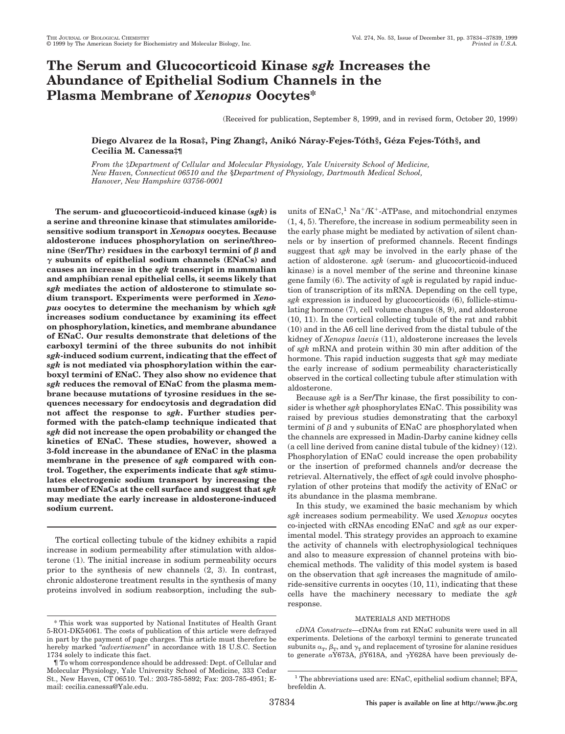# The Serum and Glucocorticoid Kinase *sgk* Increases the Abundance of Epithelial Sodium Channels in the Plasma Membrane of *Xenopus* Oocytes*

(Received for publication, September 8, 1999, and in revised form, October 20, 1999)

**Diego Alvarez de la Rosa‡, Ping Zhang‡, Anikó Náray-Fejes-Tóth§, Géza Fejes-Tóth§, and Cecilia M. Canessa‡¶**

*From the ‡Department of Cellular and Molecular Physiology, Yale University School of Medicine, New Haven, Connecticut 06510 and the §Department of Physiology, Dartmouth Medical School, Hanover, New Hampshire 03756-0001*

**The serum- and glucocorticoid-induced kinase (*sgk*) is a serine and threonine kinase that stimulates amiloride-sensitive sodium transport in *Xenopus* oocytes. Because aldosterone induces phosphorylation on serine/threonine (Ser/Thr) residues in the carboxyl termini of β and γ subunits of epithelial sodium channels (ENaCs) and causes an increase in the *sgk* transcript in mammalian and amphibian renal epithelial cells, it seems likely that *sgk* mediates the action of aldosterone to stimulate sodium transport. Experiments were performed in *Xenopus* oocytes to determine the mechanism by which *sgk* increases sodium conductance by examining its effect on phosphorylation, kinetics, and membrane abundance of ENaC. Our results demonstrate that deletions of the carboxyl termini of the three subunits do not inhibit *sgk*-induced sodium current, indicating that the effect of *sgk* is not mediated via phosphorylation within the carboxyl termini of ENaC. They also show no evidence that *sgk* reduces the removal of ENaC from the plasma membrane because mutations of tyrosine residues in the sequences necessary for endocytosis and degradation did not affect the response to *sgk*. Further studies performed with the patch-clamp technique indicated that *sgk* did not increase the open probability or changed the kinetics of ENaC. These studies, however, showed a 3-fold increase in the abundance of ENaC in the plasma membrane in the presence of *sgk* compared with control. Together, the experiments indicate that *sgk* stimulates electrogenic sodium transport by increasing the number of ENaCs at the cell surface and suggest that *sgk* may mediate the early increase in aldosterone-induced sodium current.**

The cortical collecting tubule of the kidney exhibits a rapid increase in sodium permeability after stimulation with aldosterone (1). The initial increase in sodium permeability occurs prior to the synthesis of new channels (2, 3). In contrast, chronic aldosterone treatment results in the synthesis of many proteins involved in sodium reabsorption, including the subunits of ENaC,[1] $Na^+/K^+$-ATPase, and mitochondrial enzymes (1, 4, 5). Therefore, the increase in sodium permeability seen in the early phase might be mediated by activation of silent channels or by insertion of preformed channels. Recent findings suggest that *sgk* may be involved in the early phase of the action of aldosterone. *sgk* (serum- and glucocorticoid-induced kinase) is a novel member of the serine and threonine kinase gene family (6). The activity of *sgk* is regulated by rapid induction of transcription of its mRNA. Depending on the cell type, *sgk* expression is induced by glucocorticoids (6), follicle-stimulating hormone (7), cell volume changes (8, 9), and aldosterone (10, 11). In the cortical collecting tubule of the rat and rabbit (10) and in the A6 cell line derived from the distal tubule of the kidney of *Xenopus laevis* (11), aldosterone increases the levels of *sgk* mRNA and protein within 30 min after addition of the hormone. This rapid induction suggests that *sgk* may mediate the early increase of sodium permeability characteristically observed in the cortical collecting tubule after stimulation with aldosterone.

Because *sgk* is a Ser/Thr kinase, the first possibility to consider is whether *sgk* phosphorylates ENaC. This possibility was raised by previous studies demonstrating that the carboxyl termini of β and γ subunits of ENaC are phosphorylated when the channels are expressed in Madin-Darby canine kidney cells (a cell line derived from canine distal tubule of the kidney) (12). Phosphorylation of ENaC could increase the open probability or the insertion of preformed channels and/or decrease the retrieval. Alternatively, the effect of *sgk* could involve phosphorylation of other proteins that modify the activity of ENaC or its abundance in the plasma membrane.

In this study, we examined the basic mechanism by which *sgk* increases sodium permeability. We used *Xenopus* oocytes co-injected with cRNAs encoding ENaC and *sgk* as our experimental model. This strategy provides an approach to examine the activity of channels with electrophysiological techniques and also to measure expression of channel proteins with biochemical methods. The validity of this model system is based on the observation that *sgk* increases the magnitude of amiloride-sensitive currents in oocytes (10, 11), indicating that these cells have the machinery necessary to mediate the *sgk* response.

## MATERIALS AND METHODS

*cDNA Constructs*—cDNAs from rat ENaC subunits were used in all experiments. Deletions of the carboxyl termini to generate truncated subunits $\alpha_T$, $\beta_T$, and $\gamma_T$ and replacement of tyrosine for alanine residues to generate αY673A, βY618A, and γY628A have been previously de-

---

* This work was supported by National Institutes of Health Grant 5-RO1-DK54061. The costs of publication of this article were defrayed in part by the payment of page charges. This article must therefore be hereby marked "*advertisement*" in accordance with 18 U.S.C. Section 1734 solely to indicate this fact.

¶ To whom correspondence should be addressed: Dept. of Cellular and Molecular Physiology, Yale University School of Medicine, 333 Cedar St., New Haven, CT 06510. Tel.: 203-785-5892; Fax: 203-785-4951; E-mail: cecilia.canessa@Yale.edu.

[1] The abbreviations used are: ENaC, epithelial sodium channel; BFA, brefeldin A.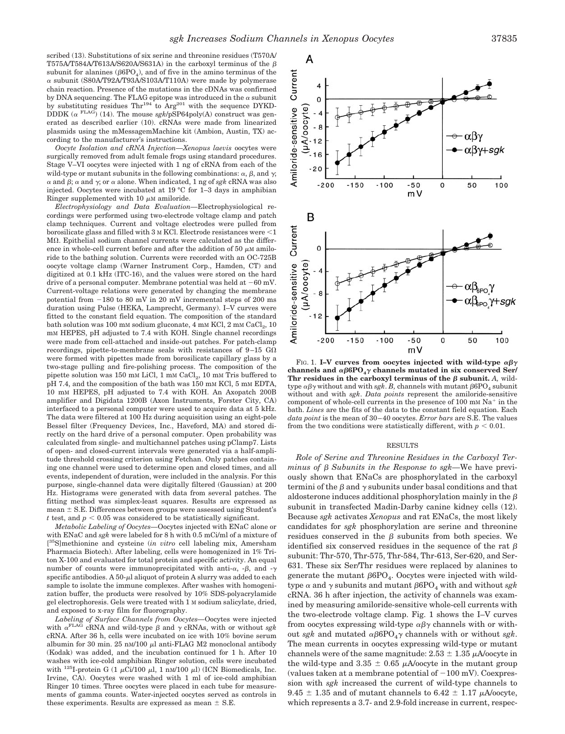scribed (13). Substitutions of six serine and threonine residues (T570A/T575A/T584A/T613A/S620A/S631A) in the carboxyl terminus of the β subunit for alanines ($\beta 6PO_4$), and of five in the amino terminus of the α subunit (S80A/T92A/T93A/S103A/T110A) were made by polymerase chain reaction. Presence of the mutations in the cDNAs was confirmed by DNA sequencing. The FLAG epitope was introduced in the α subunit by substituting residues $Thr^{194}$ to $Arg^{201}$ with the sequence DYKD-DDDK ($\alpha^{FLAG}$) (14). The mouse *sgk*/pSP64poly(A) construct was generated as described earlier (10). cRNAs were made from linearized plasmids using the mMessagemMachine kit (Ambion, Austin, TX) according to the manufacturer's instructions.

*Oocyte Isolation and cRNA Injection—Xenopus laevis* oocytes were surgically removed from adult female frogs using standard procedures. Stage V–VI oocytes were injected with 1 ng of cRNA from each of the wild-type or mutant subunits in the following combinations: α, β, and γ; α and β; α and γ; or α alone. When indicated, 1 ng of *sgk* cRNA was also injected. Oocytes were incubated at 19 °C for 1–3 days in amphibian Ringer supplemented with 10 μM amiloride.

*Electrophysiology and Data Evaluation*—Electrophysiological recordings were performed using two-electrode voltage clamp and patch clamp techniques. Current and voltage electrodes were pulled from borosilicate glass and filled with 3 M KCl. Electrode resistances were <1 MΩ. Epithelial sodium channel currents were calculated as the difference in whole-cell current before and after the addition of 50 μM amiloride to the bathing solution. Currents were recorded with an OC-725B oocyte voltage clamp (Warner Instrument Corp., Hamden, CT) and digitized at 0.1 kHz (ITC-16), and the values were stored on the hard drive of a personal computer. Membrane potential was held at −60 mV. Current-voltage relations were generated by changing the membrane potential from −180 to 80 mV in 20 mV incremental steps of 200 ms duration using Pulse (HEKA, Lamprecht, Germany). I–V curves were fitted to the constant field equation. The composition of the standard bath solution was 100 mM sodium gluconate, 4 mM KCl, 2 mM $CaCl_2$, 10 mM HEPES, pH adjusted to 7.4 with KOH. Single channel recordings were made from cell-attached and inside-out patches. For patch-clamp recordings, pipette-to-membrane seals with resistances of 9–15 GΩ were formed with pipettes made from borosilicate capillary glass by a two-stage pulling and fire-polishing process. The composition of the pipette solution was 150 mM LiCl, 1 mM $CaCl_2$, 10 mM Tris buffered to pH 7.4, and the composition of the bath was 150 mM KCl, 5 mM EDTA, 10 mM HEPES, pH adjusted to 7.4 with KOH. An Axopatch 200B amplifier and Digidata 1200B (Axon Instruments, Forster City, CA) interfaced to a personal computer were used to acquire data at 5 kHz. The data were filtered at 100 Hz during acquisition using an eight-pole Bessel filter (Frequency Devices, Inc., Haveford, MA) and stored directly on the hard drive of a personal computer. Open probability was calculated from single- and multichannel patches using pClamp7. Lists of open- and closed-current intervals were generated via a half-amplitude threshold crossing criterion using Fetchan. Only patches containing one channel were used to determine open and closed times, and all events, independent of duration, were included in the analysis. For this purpose, single-channel data were digitally filtered (Gaussian) at 200 Hz. Histograms were generated with data from several patches. The fitting method was simplex-least squares. Results are expressed as mean ± S.E. Differences between groups were assessed using Student's *t* test, and $p < 0.05$ was considered to be statistically significant.

*Metabolic Labeling of Oocytes*—Oocytes injected with ENaC alone or with ENaC and *sgk* were labeled for 8 h with 0.5 mCi/ml of a mixture of [$^{35}$S]methionine and cysteine (*in vitro* cell labeling mix, Amersham Pharmacia Biotech). After labeling, cells were homogenized in 1% Triton X-100 and evaluated for total protein and specific activity. An equal number of counts were immunoprecipitated with anti-α, -β, and -γ specific antibodies. A 50-μl aliquot of protein A slurry was added to each sample to isolate the immune complexes. After washes with homogenization buffer, the products were resolved by 10% SDS-polyacrylamide gel electrophoresis. Gels were treated with 1 M sodium salicylate, dried, and exposed to x-ray film for fluorography.

*Labeling of Surface Channels from Oocytes*—Oocytes were injected with $\alpha^{FLAG}$ cRNA and wild-type β and γ cRNAs, with or without *sgk* cRNA. After 36 h, cells were incubated on ice with 10% bovine serum albumin for 30 min. 25 nM/100 μl anti-FLAG M2 monoclonal antibody (Kodak) was added, and the incubation continued for 1 h. After 10 washes with ice-cold amphibian Ringer solution, cells were incubated with $^{125}$I-protein G (1 μCi/100 μl, 1 nM/100 μl) (ICN Biomedicals, Inc. Irvine, CA). Oocytes were washed with 1 ml of ice-cold amphibian Ringer 10 times. Three oocytes were placed in each tube for measurements of gamma counts. Water-injected oocytes served as controls in these experiments. Results are expressed as mean ± S.E.

FIG. 1. **I–V curves from oocytes injected with wild-type αβγ channels and $\alpha\beta 6PO_4\gamma$ channels mutated in six conserved Ser/Thr residues in the carboxyl terminus of the β subunit.** *A,* wild-type αβγ without and with *sgk*. *B,* channels with mutant $\beta 6PO_4$ subunit without and with *sgk*. *Data points* represent the amiloride-sensitive component of whole-cell currents in the presence of 100 mM $Na^+$ in the bath. *Lines* are the fits of the data to the constant field equation. Each *data point* is the mean of 30–40 oocytes. *Error bars* are S.E. The values from the two conditions were statistically different, with $p < 0.01$.

## RESULTS

*Role of Serine and Threonine Residues in the Carboxyl Terminus of β Subunits in the Response to sgk*—We have previously shown that ENaCs are phosphorylated in the carboxyl termini of the β and γ subunits under basal conditions and that aldosterone induces additional phosphorylation mainly in the β subunit in transfected Madin-Darby canine kidney cells (12). Because *sgk* activates *Xenopus* and rat ENaCs, the most likely candidates for *sgk* phosphorylation are serine and threonine residues conserved in the β subunits from both species. We identified six conserved residues in the sequence of the rat β subunit: Thr-570, Thr-575, Thr-584, Thr-613, Ser-620, and Ser-631. These six Ser/Thr residues were replaced by alanines to generate the mutant $\beta 6PO_4$. Oocytes were injected with wild-type α and γ subunits and mutant $\beta 6PO_4$ with and without *sgk* cRNA. 36 h after injection, the activity of channels was examined by measuring amiloride-sensitive whole-cell currents with the two-electrode voltage clamp. Fig. 1 shows the I–V curves from oocytes expressing wild-type αβγ channels with or without *sgk* and mutated $\alpha\beta 6PO_4\gamma$ channels with or without *sgk*. The mean currents in oocytes expressing wild-type or mutant channels were of the same magnitude: 2.53 ± 1.35 μA/oocyte in the wild-type and 3.35 ± 0.65 μA/oocyte in the mutant group (values taken at a membrane potential of −100 mV). Coexpression with *sgk* increased the current of wild-type channels to 9.45 ± 1.35 and of mutant channels to 6.42 ± 1.17 μA/oocyte, which represents a 3.7- and 2.9-fold increase in current, respec-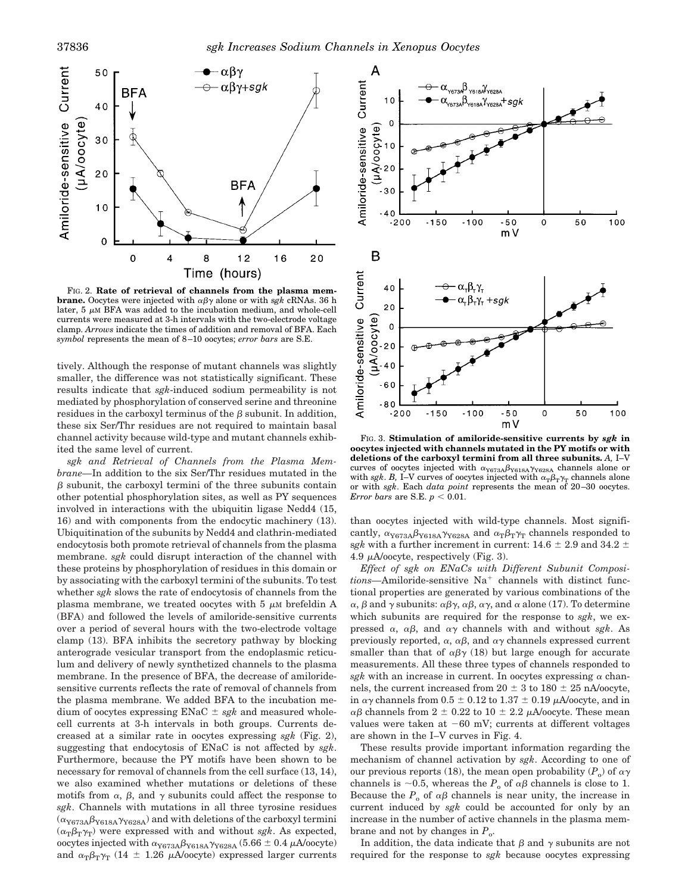FIG. 2. **Rate of retrieval of channels from the plasma membrane.** Oocytes were injected with $\alpha\beta\gamma$ alone or with *sgk* cRNAs. 36 h later, 5 $\mu$M BFA was added to the incubation medium, and whole-cell currents were measured at 3-h intervals with the two-electrode voltage clamp. *Arrows* indicate the times of addition and removal of BFA. Each *symbol* represents the mean of 8–10 oocytes; *error bars* are S.E.

tively. Although the response of mutant channels was slightly smaller, the difference was not statistically significant. These results indicate that *sgk*-induced sodium permeability is not mediated by phosphorylation of conserved serine and threonine residues in the carboxyl terminus of the $\beta$ subunit. In addition, these six Ser/Thr residues are not required to maintain basal channel activity because wild-type and mutant channels exhibited the same level of current.

*sgk and Retrieval of Channels from the Plasma Membrane*—In addition to the six Ser/Thr residues mutated in the $\beta$ subunit, the carboxyl termini of the three subunits contain other potential phosphorylation sites, as well as PY sequences involved in interactions with the ubiquitin ligase Nedd4 (15, 16) and with components from the endocytic machinery (13). Ubiquitination of the subunits by Nedd4 and clathrin-mediated endocytosis both promote retrieval of channels from the plasma membrane. *sgk* could disrupt interaction of the channel with these proteins by phosphorylation of residues in this domain or by associating with the carboxyl termini of the subunits. To test whether *sgk* slows the rate of endocytosis of channels from the plasma membrane, we treated oocytes with 5 $\mu$M brefeldin A (BFA) and followed the levels of amiloride-sensitive currents over a period of several hours with the two-electrode voltage clamp (13). BFA inhibits the secretory pathway by blocking anterograde vesicular transport from the endoplasmic reticulum and delivery of newly synthetized channels to the plasma membrane. In the presence of BFA, the decrease of amiloride-sensitive currents reflects the rate of removal of channels from the plasma membrane. We added BFA to the incubation medium of oocytes expressing ENaC $\pm$ *sgk* and measured whole-cell currents at 3-h intervals in both groups. Currents decreased at a similar rate in oocytes expressing *sgk* (Fig. 2), suggesting that endocytosis of ENaC is not affected by *sgk*. Furthermore, because the PY motifs have been shown to be necessary for removal of channels from the cell surface (13, 14), we also examined whether mutations or deletions of these motifs from $\alpha$, $\beta$, and $\gamma$ subunits could affect the response to *sgk*. Channels with mutations in all three tyrosine residues ($\alpha_{Y673A}\beta_{Y618A}\gamma_{Y628A}$) and with deletions of the carboxyl termini ($\alpha_T\beta_T\gamma_T$) were expressed with and without *sgk*. As expected, oocytes injected with $\alpha_{Y673A}\beta_{Y618A}\gamma_{Y628A}$ (5.66 $\pm$ 0.4 $\mu$A/oocyte) and $\alpha_T\beta_T\gamma_T$ (14 $\pm$ 1.26 $\mu$A/oocyte) expressed larger currents than oocytes injected with wild-type channels. Most significantly, $\alpha_{Y673A}\beta_{Y618A}\gamma_{Y628A}$ and $\alpha_T\beta_T\gamma_T$ channels responded to *sgk* with a further increment in current: 14.6 $\pm$ 2.9 and 34.2 $\pm$ 4.9 $\mu$A/oocyte, respectively (Fig. 3).

FIG. 3. **Stimulation of amiloride-sensitive currents by *sgk* in oocytes injected with channels mutated in the PY motifs or with deletions of the carboxyl termini from all three subunits.** *A,* I–V curves of oocytes injected with $\alpha_{Y673A}\beta_{Y618A}\gamma_{Y628A}$ channels alone or with *sgk*. *B,* I–V curves of oocytes injected with $\alpha_T\beta_T\gamma_T$ channels alone or with *sgk*. Each *data point* represents the mean of 20–30 oocytes. *Error bars* are S.E. $p < 0.01$.

*Effect of sgk on ENaCs with Different Subunit Compositions*—Amiloride-sensitive $Na^+$ channels with distinct functional properties are generated by various combinations of the $\alpha$, $\beta$ and $\gamma$ subunits: $\alpha\beta\gamma$, $\alpha\beta$, $\alpha\gamma$, and $\alpha$ alone (17). To determine which subunits are required for the response to *sgk*, we expressed $\alpha$, $\alpha\beta$, and $\alpha\gamma$ channels with and without *sgk*. As previously reported, $\alpha$, $\alpha\beta$, and $\alpha\gamma$ channels expressed current smaller than that of $\alpha\beta\gamma$ (18) but large enough for accurate measurements. All these three types of channels responded to *sgk* with an increase in current. In oocytes expressing $\alpha$ channels, the current increased from 20 $\pm$ 3 to 180 $\pm$ 25 nA/oocyte, in $\alpha\gamma$ channels from 0.5 $\pm$ 0.12 to 1.37 $\pm$ 0.19 $\mu$A/oocyte, and in $\alpha\beta$ channels from 2 $\pm$ 0.22 to 10 $\pm$ 2.2 $\mu$A/oocyte. These mean values were taken at −60 mV; currents at different voltages are shown in the I–V curves in Fig. 4.

These results provide important information regarding the mechanism of channel activation by *sgk*. According to one of our previous reports (18), the mean open probability ($P_o$) of $\alpha\gamma$ channels is ~0.5, whereas the $P_o$ of $\alpha\beta$ channels is close to 1. Because the $P_o$ of $\alpha\beta$ channels is near unity, the increase in current induced by *sgk* could be accounted for only by an increase in the number of active channels in the plasma membrane and not by changes in $P_o$.

In addition, the data indicate that $\beta$ and $\gamma$ subunits are not required for the response to *sgk* because oocytes expressing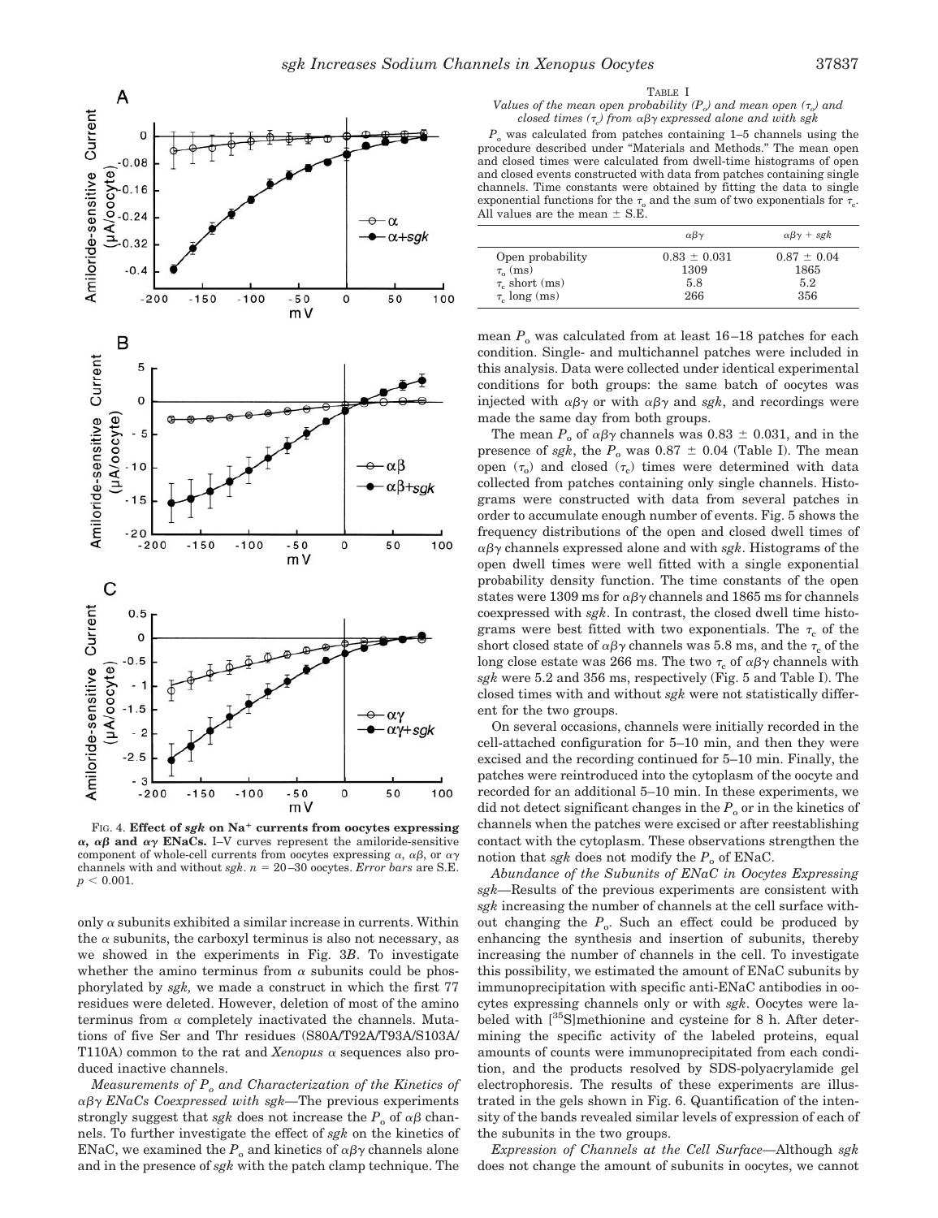FIG. 4. **Effect of *sgk* on $Na^+$ currents from oocytes expressing $\alpha$, $\alpha\beta$ and $\alpha\gamma$ ENaCs.** I–V curves represent the amiloride-sensitive component of whole-cell currents from oocytes expressing $\alpha$, $\alpha\beta$, or $\alpha\gamma$ channels with and without *sgk*. $n$ = 20–30 oocytes. *Error bars* are S.E. $p < 0.001$.

only $\alpha$ subunits exhibited a similar increase in currents. Within the $\alpha$ subunits, the carboxyl terminus is also not necessary, as we showed in the experiments in Fig. 3*B*. To investigate whether the amino terminus from $\alpha$ subunits could be phosphorylated by *sgk,* we made a construct in which the first 77 residues were deleted. However, deletion of most of the amino terminus from $\alpha$ completely inactivated the channels. Mutations of five Ser and Thr residues (S80A/T92A/T93A/S103A/T110A) common to the rat and *Xenopus* $\alpha$ sequences also produced inactive channels.

*Measurements of $P_o$ and Characterization of the Kinetics of $\alpha\beta\gamma$ ENaCs Coexpressed with sgk*—The previous experiments strongly suggest that *sgk* does not increase the $P_o$ of $\alpha\beta$ channels. To further investigate the effect of *sgk* on the kinetics of ENaC, we examined the $P_o$ and kinetics of $\alpha\beta\gamma$ channels alone and in the presence of *sgk* with the patch clamp technique. The mean $P_o$ was calculated from at least 16–18 patches for each condition. Single- and multichannel patches were included in this analysis. Data were collected under identical experimental conditions for both groups: the same batch of oocytes was injected with $\alpha\beta\gamma$ or with $\alpha\beta\gamma$ and *sgk*, and recordings were made the same day from both groups.

TABLE I

*Values of the mean open probability ($P_o$) and mean open ($\tau_o$) and closed times ($\tau_c$) from $\alpha\beta\gamma$ expressed alone and with sgk*

$P_o$ was calculated from patches containing 1–5 channels using the procedure described under "Materials and Methods." The mean open and closed times were calculated from dwell-time histograms of open and closed events constructed with data from patches containing single channels. Time constants were obtained by fitting the data to single exponential functions for the $\tau_o$ and the sum of two exponentials for $\tau_c$. All values are the mean ± S.E.

| | $\alpha\beta\gamma$ | $\alpha\beta\gamma$ + *sgk* |
|---|---|---|
| Open probability | 0.83 ± 0.031 | 0.87 ± 0.04 |
| $\tau_o$ (ms) | 1309 | 1865 |
| $\tau_c$ short (ms) | 5.8 | 5.2 |
| $\tau_c$ long (ms) | 266 | 356 |

The mean $P_o$ of $\alpha\beta\gamma$ channels was 0.83 ± 0.031, and in the presence of *sgk*, the $P_o$ was 0.87 ± 0.04 (Table I). The mean open ($\tau_o$) and closed ($\tau_c$) times were determined with data collected from patches containing only single channels. Histograms were constructed with data from several patches in order to accumulate enough number of events. Fig. 5 shows the frequency distributions of the open and closed dwell times of $\alpha\beta\gamma$ channels expressed alone and with *sgk*. Histograms of the open dwell times were well fitted with a single exponential probability density function. The time constants of the open states were 1309 ms for $\alpha\beta\gamma$ channels and 1865 ms for channels coexpressed with *sgk*. In contrast, the closed dwell time histograms were best fitted with two exponentials. The $\tau_c$ of the short closed state of $\alpha\beta\gamma$ channels was 5.8 ms, and the $\tau_c$ of the long close estate was 266 ms. The two $\tau_c$ of $\alpha\beta\gamma$ channels with *sgk* were 5.2 and 356 ms, respectively (Fig. 5 and Table I). The closed times with and without *sgk* were not statistically different for the two groups.

On several occasions, channels were initially recorded in the cell-attached configuration for 5–10 min, and then they were excised and the recording continued for 5–10 min. Finally, the patches were reintroduced into the cytoplasm of the oocyte and recorded for an additional 5–10 min. In these experiments, we did not detect significant changes in the $P_o$ or in the kinetics of channels when the patches were excised or after reestablishing contact with the cytoplasm. These observations strengthen the notion that *sgk* does not modify the $P_o$ of ENaC.

*Abundance of the Subunits of ENaC in Oocytes Expressing sgk*—Results of the previous experiments are consistent with *sgk* increasing the number of channels at the cell surface without changing the $P_o$. Such an effect could be produced by enhancing the synthesis and insertion of subunits, thereby increasing the number of channels in the cell. To investigate this possibility, we estimated the amount of ENaC subunits by immunoprecipitation with specific anti-ENaC antibodies in oocytes expressing channels only or with *sgk*. Oocytes were labeled with [$^{35}$S]methionine and cysteine for 8 h. After determining the specific activity of the labeled proteins, equal amounts of counts were immunoprecipitated from each condition, and the products resolved by SDS-polyacrylamide gel electrophoresis. The results of these experiments are illustrated in the gels shown in Fig. 6. Quantification of the intensity of the bands revealed similar levels of expression of each of the subunits in the two groups.

*Expression of Channels at the Cell Surface*—Although *sgk* does not change the amount of subunits in oocytes, we cannot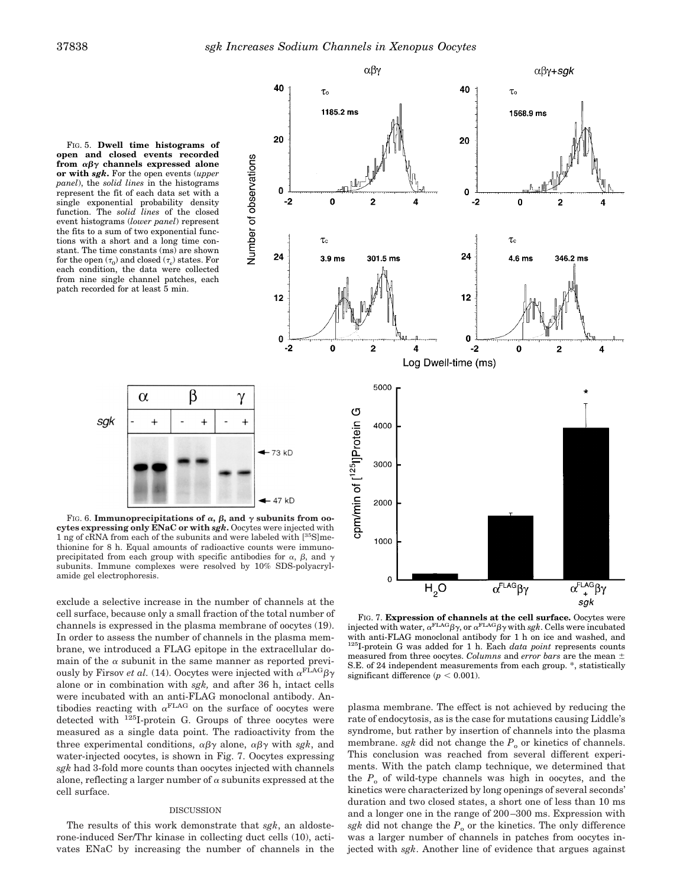FIG. 5. **Dwell time histograms of open and closed events recorded from $\alpha\beta\gamma$ channels expressed alone or with *sgk*.** For the open events (*upper panel*), the *solid lines* in the histograms represent the fit of each data set with a single exponential probability density function. The *solid lines* of the closed event histograms (*lower panel*) represent the fits to a sum of two exponential functions with a short and a long time constant. The time constants (ms) are shown for the open ($\tau_o$) and closed ($\tau_c$) states. For each condition, the data were collected from nine single channel patches, each patch recorded for at least 5 min.

FIG. 6. **Immunoprecipitations of $\alpha$, $\beta$, and $\gamma$ subunits from oocytes expressing only ENaC or with *sgk*.** Oocytes were injected with 1 ng of cRNA from each of the subunits and were labeled with [$^{35}$S]methionine for 8 h. Equal amounts of radioactive counts were immunoprecipitated from each group with specific antibodies for $\alpha$, $\beta$, and $\gamma$ subunits. Immune complexes were resolved by 10% SDS-polyacrylamide gel electrophoresis.

FIG. 7. **Expression of channels at the cell surface.** Oocytes were injected with water, $\alpha^{FLAG}\beta\gamma$, or $\alpha^{FLAG}\beta\gamma$ with *sgk*. Cells were incubated with anti-FLAG monoclonal antibody for 1 h on ice and washed, and $^{125}$I-protein G was added for 1 h. Each *data point* represents counts measured from three oocytes. *Columns* and *error bars* are the mean ± S.E. of 24 independent measurements from each group. *, statistically significant difference ($p < 0.001$).

exclude a selective increase in the number of channels at the cell surface, because only a small fraction of the total number of channels is expressed in the plasma membrane of oocytes (19). In order to assess the number of channels in the plasma membrane, we introduced a FLAG epitope in the extracellular domain of the $\alpha$ subunit in the same manner as reported previously by Firsov *et al.* (14). Oocytes were injected with $\alpha^{FLAG}\beta\gamma$ alone or in combination with *sgk,* and after 36 h, intact cells were incubated with an anti-FLAG monoclonal antibody. Antibodies reacting with $\alpha^{FLAG}$ on the surface of oocytes were detected with $^{125}$I-protein G. Groups of three oocytes were measured as a single data point. The radioactivity from the three experimental conditions, $\alpha\beta\gamma$ alone, $\alpha\beta\gamma$ with *sgk*, and water-injected oocytes, is shown in Fig. 7. Oocytes expressing *sgk* had 3-fold more counts than oocytes injected with channels alone, reflecting a larger number of $\alpha$ subunits expressed at the cell surface.

## DISCUSSION

The results of this work demonstrate that *sgk*, an aldosterone-induced Ser/Thr kinase in collecting duct cells (10), activates ENaC by increasing the number of channels in the plasma membrane. The effect is not achieved by reducing the rate of endocytosis, as is the case for mutations causing Liddle's syndrome, but rather by insertion of channels into the plasma membrane. *sgk* did not change the $P_o$ or kinetics of channels. This conclusion was reached from several different experiments. With the patch clamp technique, we determined that the $P_o$ of wild-type channels was high in oocytes, and the kinetics were characterized by long openings of several seconds' duration and two closed states, a short one of less than 10 ms and a longer one in the range of 200–300 ms. Expression with *sgk* did not change the $P_o$ or the kinetics. The only difference was a larger number of channels in patches from oocytes injected with *sgk*. Another line of evidence that argues against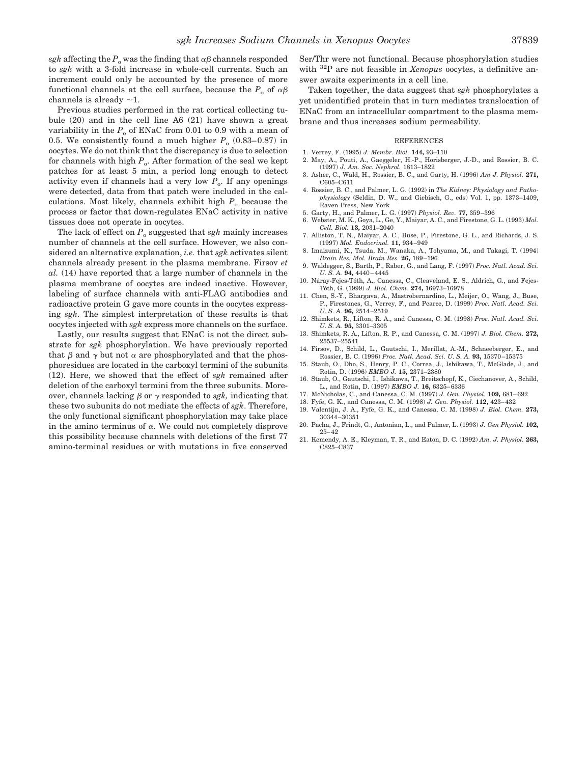*sgk* affecting the $P_o$ was the finding that $\alpha\beta$ channels responded to *sgk* with a 3-fold increase in whole-cell currents. Such an increment could only be accounted by the presence of more functional channels at the cell surface, because the $P_o$ of $\alpha\beta$ channels is already ~1.

Previous studies performed in the rat cortical collecting tubule (20) and in the cell line A6 (21) have shown a great variability in the $P_o$ of ENaC from 0.01 to 0.9 with a mean of 0.5. We consistently found a much higher $P_o$ (0.83–0.87) in oocytes. We do not think that the discrepancy is due to selection for channels with high $P_o$. After formation of the seal we kept patches for at least 5 min, a period long enough to detect activity even if channels had a very low $P_o$. If any openings were detected, data from that patch were included in the calculations. Most likely, channels exhibit high $P_o$ because the process or factor that down-regulates ENaC activity in native tissues does not operate in oocytes.

The lack of effect on $P_o$ suggested that *sgk* mainly increases number of channels at the cell surface. However, we also considered an alternative explanation, *i.e.* that *sgk* activates silent channels already present in the plasma membrane. Firsov *et al.* (14) have reported that a large number of channels in the plasma membrane of oocytes are indeed inactive. However, labeling of surface channels with anti-FLAG antibodies and radioactive protein G gave more counts in the oocytes expressing *sgk*. The simplest interpretation of these results is that oocytes injected with *sgk* express more channels on the surface.

Lastly, our results suggest that ENaC is not the direct substrate for *sgk* phosphorylation. We have previously reported that $\beta$ and $\gamma$ but not $\alpha$ are phosphorylated and that the phosphoresidues are located in the carboxyl termini of the subunits (12). Here, we showed that the effect of *sgk* remained after deletion of the carboxyl termini from the three subunits. Moreover, channels lacking $\beta$ or $\gamma$ responded to *sgk,* indicating that these two subunits do not mediate the effects of *sgk*. Therefore, the only functional significant phosphorylation may take place in the amino terminus of $\alpha$. We could not completely disprove this possibility because channels with deletions of the first 77 amino-terminal residues or with mutations in five conserved Ser/Thr were not functional. Because phosphorylation studies with $^{32}P$ are not feasible in *Xenopus* oocytes, a definitive answer awaits experiments in a cell line.

Taken together, the data suggest that *sgk* phosphorylates a yet unidentified protein that in turn mediates translocation of ENaC from an intracellular compartment to the plasma membrane and thus increases sodium permeability.

## REFERENCES

1. Verrey, F. (1995) *J. Membr. Biol.* **144,** 93–110
2. May, A., Pouti, A., Gaeggeler, H.-P., Horisberger, J.-D., and Rossier, B. C. (1997) *J. Am. Soc. Nephrol.* 1813–1822
3. Asher, C., Wald, H., Rossier, B. C., and Garty, H. (1996) *Am J. Physiol.* **271,** C605–C611
4. Rossier, B. C., and Palmer, L. G. (1992) in *The Kidney: Physiology and Pathophysiology* (Seldin, D. W., and Giebisch, G., eds) Vol. 1, pp. 1373–1409, Raven Press, New York
5. Garty, H., and Palmer, L. G. (1997) *Physiol. Rev.* **77,** 359–396
6. Webster, M. K., Goya, L., Ge, Y., Maiyar, A. C., and Firestone, G. L. (1993) *Mol. Cell. Biol.* **13,** 2031–2040
7. Alliston, T. N., Maiyar, A. C., Buse, P., Firestone, G. L., and Richards, J. S. (1997) *Mol. Endocrinol.* **11,** 934–949
8. Imaizumi, K., Tsuda, M., Wanaka, A., Tohyama, M., and Takagi, T. (1994) *Brain Res. Mol. Brain Res.* **26,** 189–196
9. Waldegger, S., Barth, P., Raber, G., and Lang, F. (1997) *Proc. Natl. Acad. Sci. U. S. A.* **94,** 4440–4445
10. Náray-Fejes-Tóth, A., Canessa, C., Cleaveland, E. S., Aldrich, G., and Fejes-Tóth, G. (1999) *J. Biol. Chem.* **274,** 16973–16978
11. Chen, S.-Y., Bhargava, A., Mastrobernardino, L., Meijer, O., Wang, J., Buse, P., Firestones, G., Verrey, F., and Pearce, D. (1999) *Proc. Natl. Acad. Sci. U. S. A.* **96,** 2514–2519
12. Shimkets, R., Lifton, R. A., and Canessa, C. M. (1998) *Proc. Natl. Acad. Sci. U. S. A.* **95,** 3301–3305
13. Shimkets, R. A., Lifton, R. P., and Canessa, C. M. (1997) *J. Biol. Chem.* **272,** 25537–25541
14. Firsov, D., Schild, L., Gautschi, I., Merillat, A.-M., Schneeberger, E., and Rossier, B. C. (1996) *Proc. Natl. Acad. Sci. U. S. A.* **93,** 15370–15375
15. Staub, O., Dho, S., Henry, P. C., Correa, J., Ishikawa, T., McGlade, J., and Rotin, D. (1996) *EMBO J.* **15,** 2371–2380
16. Staub, O., Gautschi, I., Ishikawa, T., Breitschopf, K., Ciechanover, A., Schild, L., and Rotin, D. (1997) *EMBO J.* **16,** 6325–6336
17. McNicholas, C., and Canessa, C. M. (1997) *J. Gen. Physiol.* **109,** 681–692
18. Fyfe, G. K., and Canessa, C. M. (1998) *J. Gen. Physiol.* **112,** 423–432
19. Valentijn, J. A., Fyfe, G. K., and Canessa, C. M. (1998) *J. Biol. Chem.* **273,** 30344–30351
20. Pacha, J., Frindt, G., Antonian, L., and Palmer, L. (1993) *J. Gen Physiol.* **102,** 25–42
21. Kemendy, A. E., Kleyman, T. R., and Eaton, D. C. (1992) *Am. J. Physiol.* **263,** C825–C837